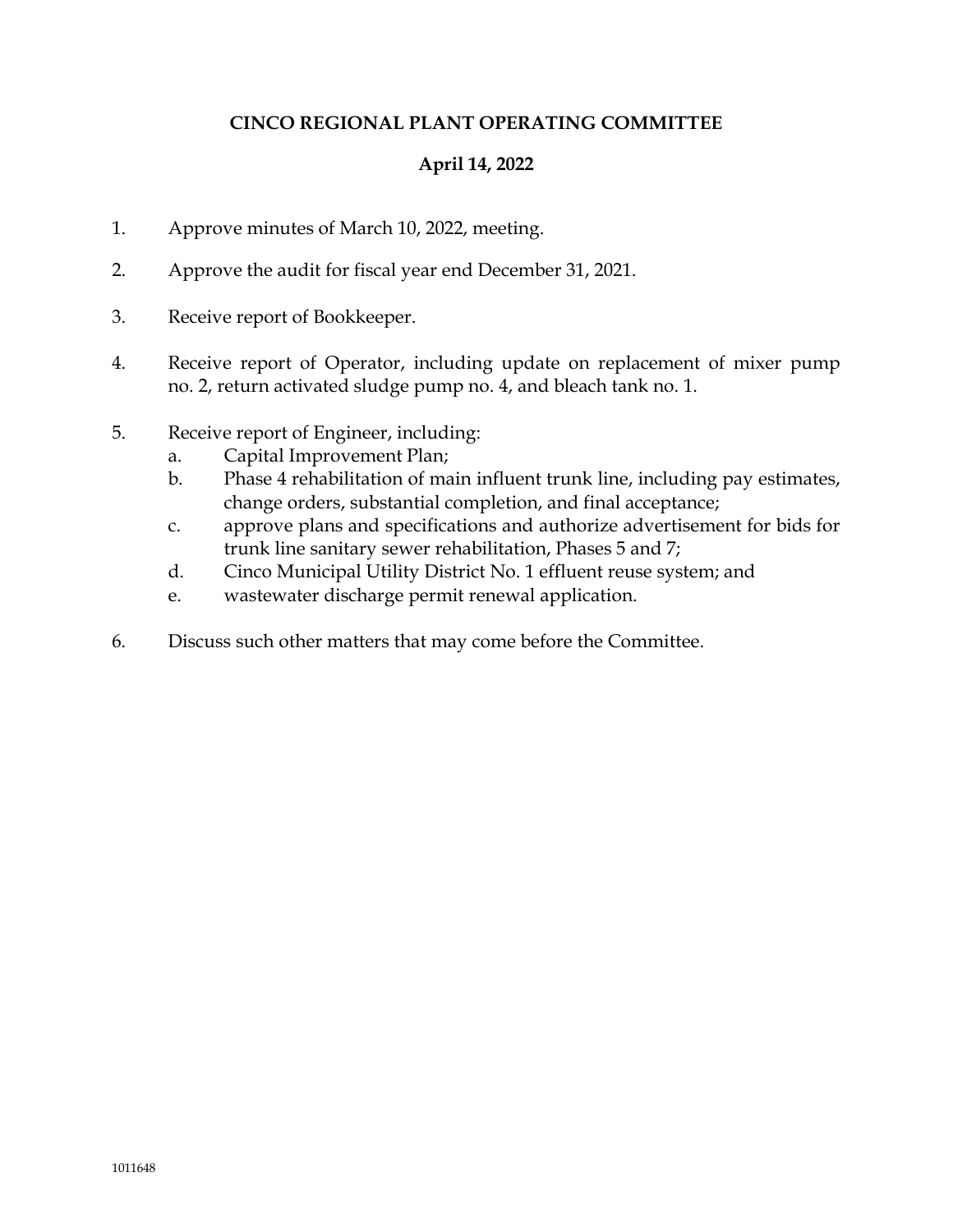**CINCO REGIONAL PLANT OPERATING COMMITTEE**

**April 14, 2022**

1. Approve minutes of March 10, 2022, meeting.

2. Approve the audit for fiscal year end December 31, 2021.

3. Receive report of Bookkeeper.

4. Receive report of Operator, including update on replacement of mixer pump no. 2, return activated sludge pump no. 4, and bleach tank no. 1.

5. Receive report of Engineer, including:
   a. Capital Improvement Plan;
   b. Phase 4 rehabilitation of main influent trunk line, including pay estimates, change orders, substantial completion, and final acceptance;
   c. approve plans and specifications and authorize advertisement for bids for trunk line sanitary sewer rehabilitation, Phases 5 and 7;
   d. Cinco Municipal Utility District No. 1 effluent reuse system; and
   e. wastewater discharge permit renewal application.

6. Discuss such other matters that may come before the Committee.

1011648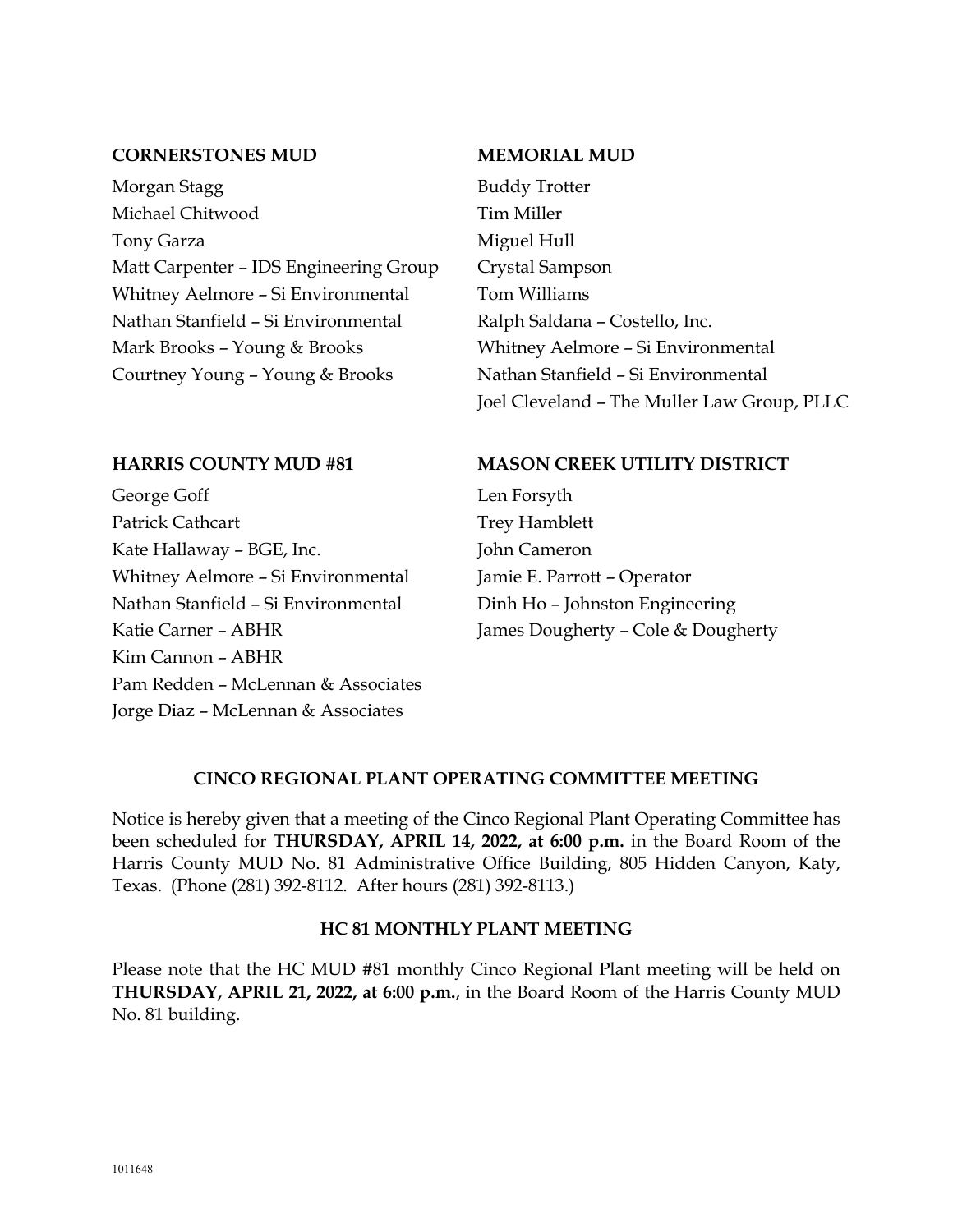**CORNERSTONES MUD**

Morgan Stagg
Michael Chitwood
Tony Garza
Matt Carpenter – IDS Engineering Group
Whitney Aelmore – Si Environmental
Nathan Stanfield – Si Environmental
Mark Brooks – Young & Brooks
Courtney Young – Young & Brooks

**MEMORIAL MUD**

Buddy Trotter
Tim Miller
Miguel Hull
Crystal Sampson
Tom Williams
Ralph Saldana – Costello, Inc.
Whitney Aelmore – Si Environmental
Nathan Stanfield – Si Environmental
Joel Cleveland – The Muller Law Group, PLLC

**HARRIS COUNTY MUD #81**

George Goff
Patrick Cathcart
Kate Hallaway – BGE, Inc.
Whitney Aelmore – Si Environmental
Nathan Stanfield – Si Environmental
Katie Carner – ABHR
Kim Cannon – ABHR
Pam Redden – McLennan & Associates
Jorge Diaz – McLennan & Associates

**MASON CREEK UTILITY DISTRICT**

Len Forsyth
Trey Hamblett
John Cameron
Jamie E. Parrott – Operator
Dinh Ho – Johnston Engineering
James Dougherty – Cole & Dougherty

## CINCO REGIONAL PLANT OPERATING COMMITTEE MEETING

Notice is hereby given that a meeting of the Cinco Regional Plant Operating Committee has been scheduled for **THURSDAY, APRIL 14, 2022, at 6:00 p.m.** in the Board Room of the Harris County MUD No. 81 Administrative Office Building, 805 Hidden Canyon, Katy, Texas. (Phone (281) 392-8112. After hours (281) 392-8113.)

## HC 81 MONTHLY PLANT MEETING

Please note that the HC MUD #81 monthly Cinco Regional Plant meeting will be held on **THURSDAY, APRIL 21, 2022, at 6:00 p.m.**, in the Board Room of the Harris County MUD No. 81 building.

1011648